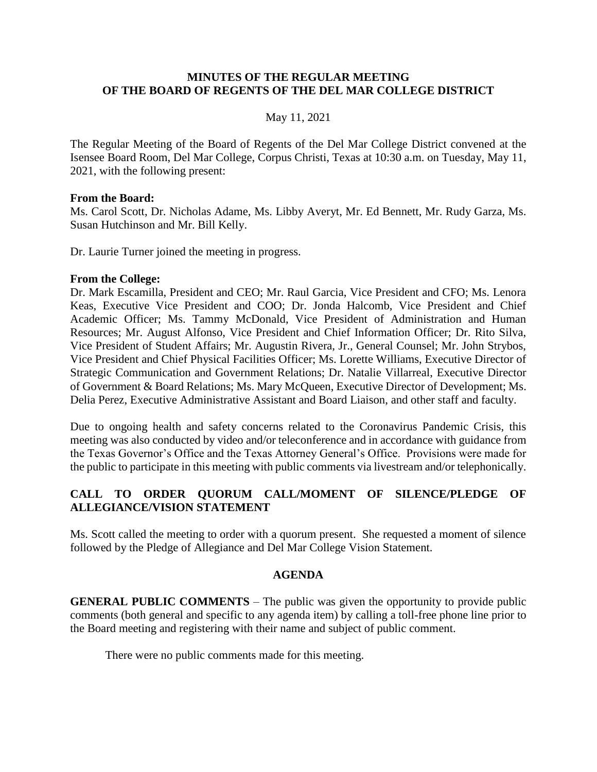# MINUTES OF THE REGULAR MEETING OF THE BOARD OF REGENTS OF THE DEL MAR COLLEGE DISTRICT

May 11, 2021

The Regular Meeting of the Board of Regents of the Del Mar College District convened at the Isensee Board Room, Del Mar College, Corpus Christi, Texas at 10:30 a.m. on Tuesday, May 11, 2021, with the following present:

**From the Board:**
Ms. Carol Scott, Dr. Nicholas Adame, Ms. Libby Averyt, Mr. Ed Bennett, Mr. Rudy Garza, Ms. Susan Hutchinson and Mr. Bill Kelly.

Dr. Laurie Turner joined the meeting in progress.

**From the College:**
Dr. Mark Escamilla, President and CEO; Mr. Raul Garcia, Vice President and CFO; Ms. Lenora Keas, Executive Vice President and COO; Dr. Jonda Halcomb, Vice President and Chief Academic Officer; Ms. Tammy McDonald, Vice President of Administration and Human Resources; Mr. August Alfonso, Vice President and Chief Information Officer; Dr. Rito Silva, Vice President of Student Affairs; Mr. Augustin Rivera, Jr., General Counsel; Mr. John Strybos, Vice President and Chief Physical Facilities Officer; Ms. Lorette Williams, Executive Director of Strategic Communication and Government Relations; Dr. Natalie Villarreal, Executive Director of Government & Board Relations; Ms. Mary McQueen, Executive Director of Development; Ms. Delia Perez, Executive Administrative Assistant and Board Liaison, and other staff and faculty.

Due to ongoing health and safety concerns related to the Coronavirus Pandemic Crisis, this meeting was also conducted by video and/or teleconference and in accordance with guidance from the Texas Governor's Office and the Texas Attorney General's Office. Provisions were made for the public to participate in this meeting with public comments via livestream and/or telephonically.

## CALL TO ORDER QUORUM CALL/MOMENT OF SILENCE/PLEDGE OF ALLEGIANCE/VISION STATEMENT

Ms. Scott called the meeting to order with a quorum present. She requested a moment of silence followed by the Pledge of Allegiance and Del Mar College Vision Statement.

## AGENDA

**GENERAL PUBLIC COMMENTS** – The public was given the opportunity to provide public comments (both general and specific to any agenda item) by calling a toll-free phone line prior to the Board meeting and registering with their name and subject of public comment.

There were no public comments made for this meeting.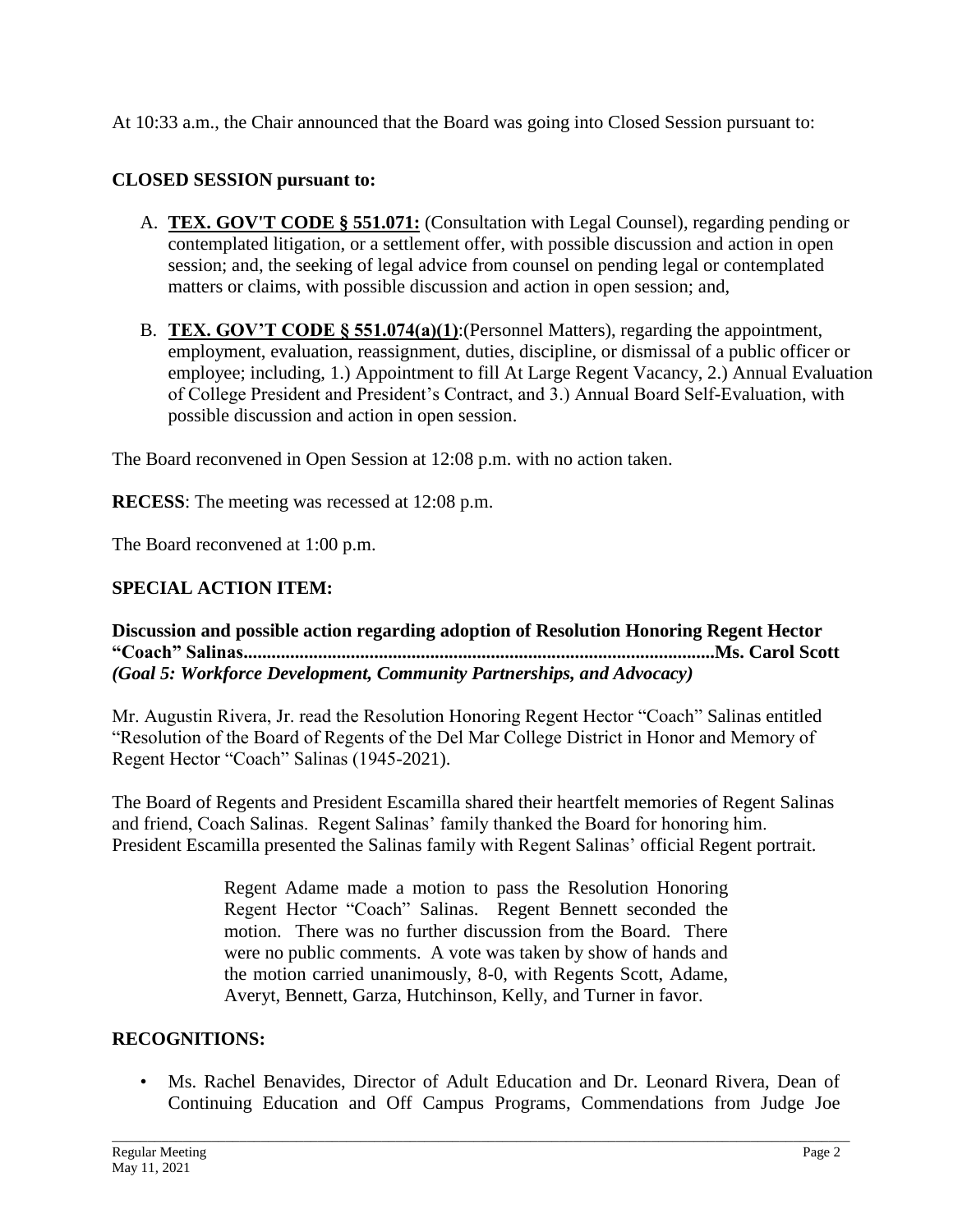At 10:33 a.m., the Chair announced that the Board was going into Closed Session pursuant to:

**CLOSED SESSION pursuant to:**

A. **TEX. GOV'T CODE § 551.071:** (Consultation with Legal Counsel), regarding pending or contemplated litigation, or a settlement offer, with possible discussion and action in open session; and, the seeking of legal advice from counsel on pending legal or contemplated matters or claims, with possible discussion and action in open session; and,

B. **TEX. GOV'T CODE § 551.074(a)(1)**:(Personnel Matters), regarding the appointment, employment, evaluation, reassignment, duties, discipline, or dismissal of a public officer or employee; including, 1.) Appointment to fill At Large Regent Vacancy, 2.) Annual Evaluation of College President and President's Contract, and 3.) Annual Board Self-Evaluation, with possible discussion and action in open session.

The Board reconvened in Open Session at 12:08 p.m. with no action taken.

**RECESS**: The meeting was recessed at 12:08 p.m.

The Board reconvened at 1:00 p.m.

## SPECIAL ACTION ITEM:

**Discussion and possible action regarding adoption of Resolution Honoring Regent Hector "Coach" Salinas....................................................................................................Ms. Carol Scott**
***(Goal 5: Workforce Development, Community Partnerships, and Advocacy)***

Mr. Augustin Rivera, Jr. read the Resolution Honoring Regent Hector "Coach" Salinas entitled "Resolution of the Board of Regents of the Del Mar College District in Honor and Memory of Regent Hector "Coach" Salinas (1945-2021).

The Board of Regents and President Escamilla shared their heartfelt memories of Regent Salinas and friend, Coach Salinas. Regent Salinas' family thanked the Board for honoring him. President Escamilla presented the Salinas family with Regent Salinas' official Regent portrait.

> Regent Adame made a motion to pass the Resolution Honoring Regent Hector "Coach" Salinas. Regent Bennett seconded the motion. There was no further discussion from the Board. There were no public comments. A vote was taken by show of hands and the motion carried unanimously, 8-0, with Regents Scott, Adame, Averyt, Bennett, Garza, Hutchinson, Kelly, and Turner in favor.

## RECOGNITIONS:

- Ms. Rachel Benavides, Director of Adult Education and Dr. Leonard Rivera, Dean of Continuing Education and Off Campus Programs, Commendations from Judge Joe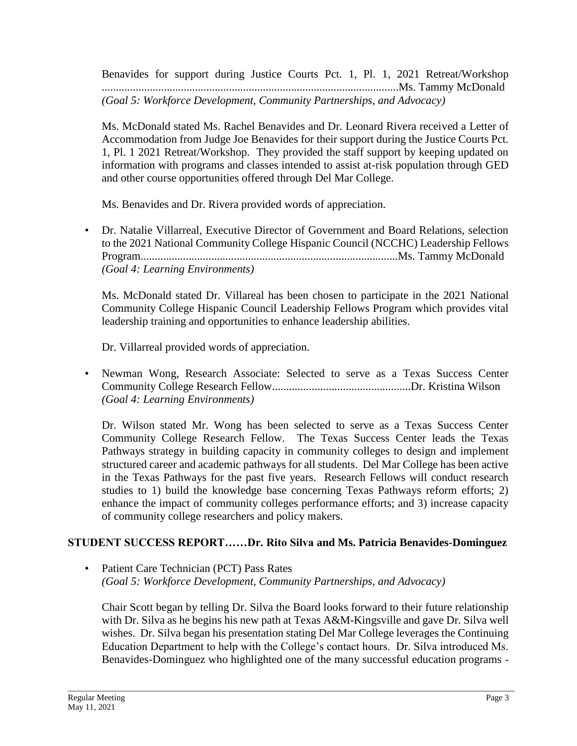Benavides for support during Justice Courts Pct. 1, Pl. 1, 2021 Retreat/Workshop ........................................................................................................Ms. Tammy McDonald
*(Goal 5: Workforce Development, Community Partnerships, and Advocacy)*

Ms. McDonald stated Ms. Rachel Benavides and Dr. Leonard Rivera received a Letter of Accommodation from Judge Joe Benavides for their support during the Justice Courts Pct. 1, Pl. 1 2021 Retreat/Workshop. They provided the staff support by keeping updated on information with programs and classes intended to assist at-risk population through GED and other course opportunities offered through Del Mar College.

Ms. Benavides and Dr. Rivera provided words of appreciation.

- Dr. Natalie Villarreal, Executive Director of Government and Board Relations, selection to the 2021 National Community College Hispanic Council (NCCHC) Leadership Fellows Program..........................................................................................Ms. Tammy McDonald
  *(Goal 4: Learning Environments)*

  Ms. McDonald stated Dr. Villareal has been chosen to participate in the 2021 National Community College Hispanic Council Leadership Fellows Program which provides vital leadership training and opportunities to enhance leadership abilities.

  Dr. Villarreal provided words of appreciation.

- Newman Wong, Research Associate: Selected to serve as a Texas Success Center Community College Research Fellow.................................................Dr. Kristina Wilson
  *(Goal 4: Learning Environments)*

  Dr. Wilson stated Mr. Wong has been selected to serve as a Texas Success Center Community College Research Fellow. The Texas Success Center leads the Texas Pathways strategy in building capacity in community colleges to design and implement structured career and academic pathways for all students. Del Mar College has been active in the Texas Pathways for the past five years. Research Fellows will conduct research studies to 1) build the knowledge base concerning Texas Pathways reform efforts; 2) enhance the impact of community colleges performance efforts; and 3) increase capacity of community college researchers and policy makers.

**STUDENT SUCCESS REPORT……Dr. Rito Silva and Ms. Patricia Benavides-Dominguez**

- Patient Care Technician (PCT) Pass Rates
  *(Goal 5: Workforce Development, Community Partnerships, and Advocacy)*

  Chair Scott began by telling Dr. Silva the Board looks forward to their future relationship with Dr. Silva as he begins his new path at Texas A&M-Kingsville and gave Dr. Silva well wishes. Dr. Silva began his presentation stating Del Mar College leverages the Continuing Education Department to help with the College's contact hours. Dr. Silva introduced Ms. Benavides-Dominguez who highlighted one of the many successful education programs -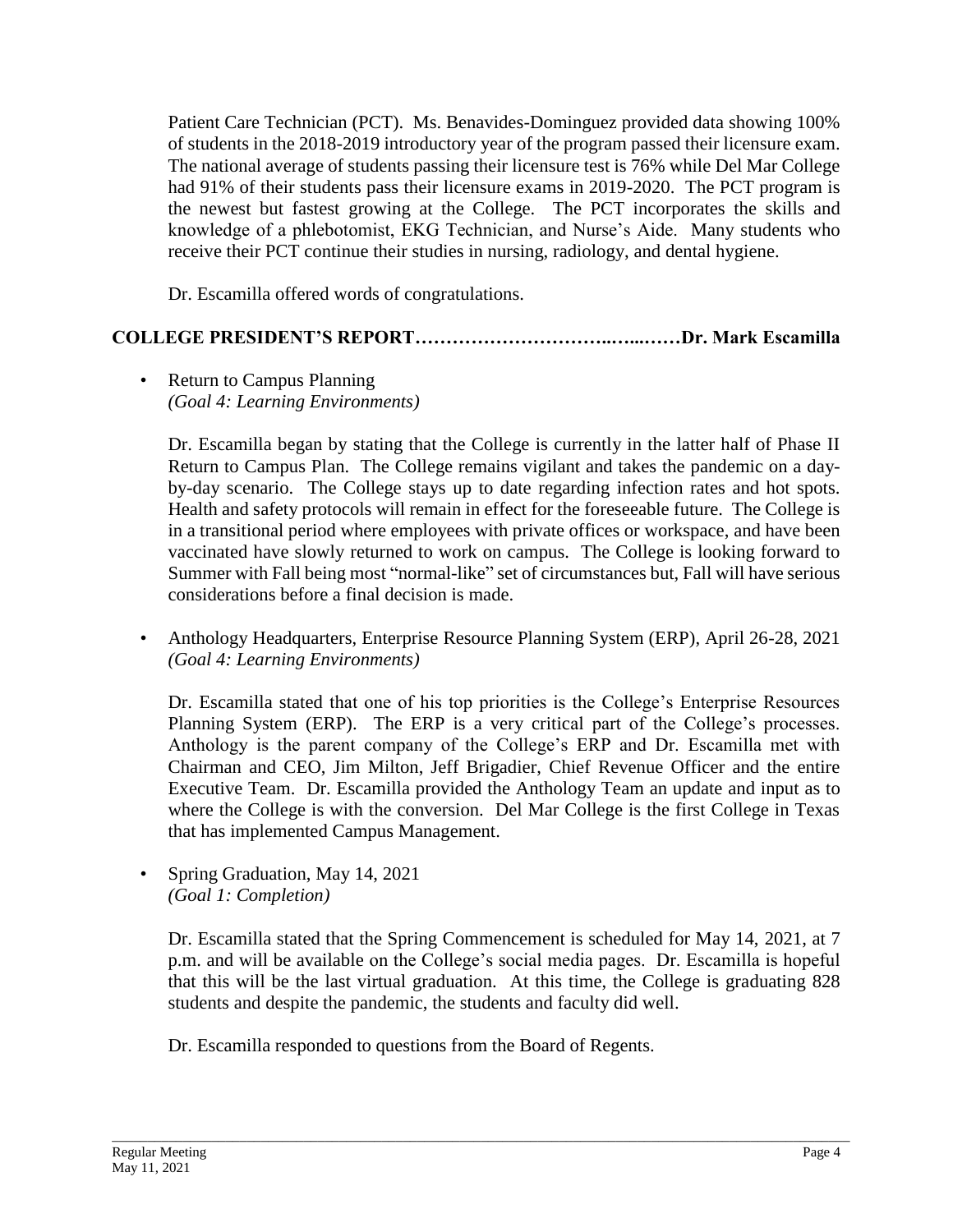Patient Care Technician (PCT). Ms. Benavides-Dominguez provided data showing 100% of students in the 2018-2019 introductory year of the program passed their licensure exam. The national average of students passing their licensure test is 76% while Del Mar College had 91% of their students pass their licensure exams in 2019-2020. The PCT program is the newest but fastest growing at the College. The PCT incorporates the skills and knowledge of a phlebotomist, EKG Technician, and Nurse's Aide. Many students who receive their PCT continue their studies in nursing, radiology, and dental hygiene.

Dr. Escamilla offered words of congratulations.

**COLLEGE PRESIDENT'S REPORT……………………….…...……Dr. Mark Escamilla**

- Return to Campus Planning
  *(Goal 4: Learning Environments)*

  Dr. Escamilla began by stating that the College is currently in the latter half of Phase II Return to Campus Plan. The College remains vigilant and takes the pandemic on a day-by-day scenario. The College stays up to date regarding infection rates and hot spots. Health and safety protocols will remain in effect for the foreseeable future. The College is in a transitional period where employees with private offices or workspace, and have been vaccinated have slowly returned to work on campus. The College is looking forward to Summer with Fall being most "normal-like" set of circumstances but, Fall will have serious considerations before a final decision is made.

- Anthology Headquarters, Enterprise Resource Planning System (ERP), April 26-28, 2021
  *(Goal 4: Learning Environments)*

  Dr. Escamilla stated that one of his top priorities is the College's Enterprise Resources Planning System (ERP). The ERP is a very critical part of the College's processes. Anthology is the parent company of the College's ERP and Dr. Escamilla met with Chairman and CEO, Jim Milton, Jeff Brigadier, Chief Revenue Officer and the entire Executive Team. Dr. Escamilla provided the Anthology Team an update and input as to where the College is with the conversion. Del Mar College is the first College in Texas that has implemented Campus Management.

- Spring Graduation, May 14, 2021
  *(Goal 1: Completion)*

  Dr. Escamilla stated that the Spring Commencement is scheduled for May 14, 2021, at 7 p.m. and will be available on the College's social media pages. Dr. Escamilla is hopeful that this will be the last virtual graduation. At this time, the College is graduating 828 students and despite the pandemic, the students and faculty did well.

  Dr. Escamilla responded to questions from the Board of Regents.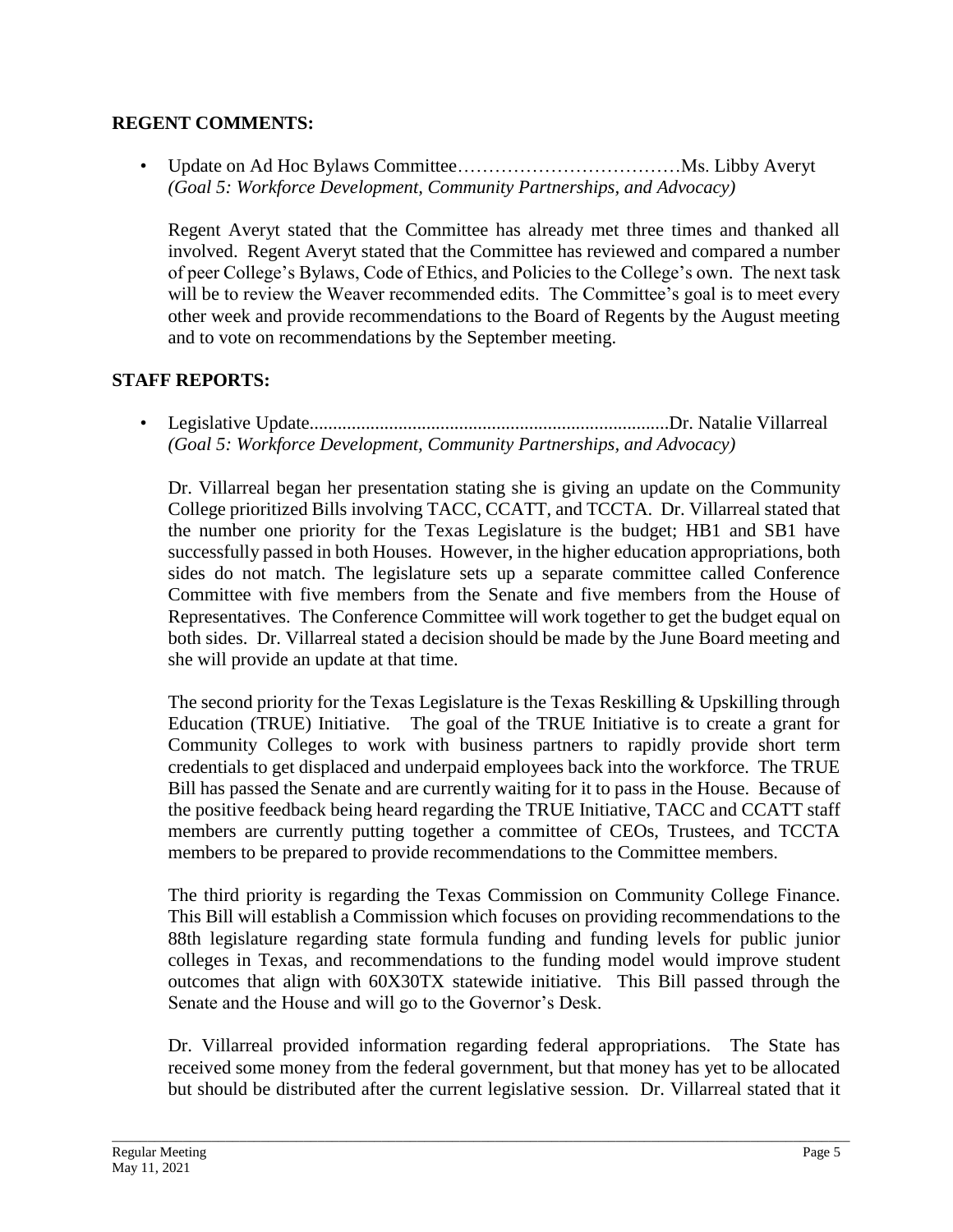## REGENT COMMENTS:

- Update on Ad Hoc Bylaws Committee………………………………Ms. Libby Averyt
  *(Goal 5: Workforce Development, Community Partnerships, and Advocacy)*

  Regent Averyt stated that the Committee has already met three times and thanked all involved. Regent Averyt stated that the Committee has reviewed and compared a number of peer College's Bylaws, Code of Ethics, and Policies to the College's own. The next task will be to review the Weaver recommended edits. The Committee's goal is to meet every other week and provide recommendations to the Board of Regents by the August meeting and to vote on recommendations by the September meeting.

## STAFF REPORTS:

- Legislative Update............................................................................Dr. Natalie Villarreal
  *(Goal 5: Workforce Development, Community Partnerships, and Advocacy)*

  Dr. Villarreal began her presentation stating she is giving an update on the Community College prioritized Bills involving TACC, CCATT, and TCCTA. Dr. Villarreal stated that the number one priority for the Texas Legislature is the budget; HB1 and SB1 have successfully passed in both Houses. However, in the higher education appropriations, both sides do not match. The legislature sets up a separate committee called Conference Committee with five members from the Senate and five members from the House of Representatives. The Conference Committee will work together to get the budget equal on both sides. Dr. Villarreal stated a decision should be made by the June Board meeting and she will provide an update at that time.

  The second priority for the Texas Legislature is the Texas Reskilling & Upskilling through Education (TRUE) Initiative. The goal of the TRUE Initiative is to create a grant for Community Colleges to work with business partners to rapidly provide short term credentials to get displaced and underpaid employees back into the workforce. The TRUE Bill has passed the Senate and are currently waiting for it to pass in the House. Because of the positive feedback being heard regarding the TRUE Initiative, TACC and CCATT staff members are currently putting together a committee of CEOs, Trustees, and TCCTA members to be prepared to provide recommendations to the Committee members.

  The third priority is regarding the Texas Commission on Community College Finance. This Bill will establish a Commission which focuses on providing recommendations to the 88th legislature regarding state formula funding and funding levels for public junior colleges in Texas, and recommendations to the funding model would improve student outcomes that align with 60X30TX statewide initiative. This Bill passed through the Senate and the House and will go to the Governor's Desk.

  Dr. Villarreal provided information regarding federal appropriations. The State has received some money from the federal government, but that money has yet to be allocated but should be distributed after the current legislative session. Dr. Villarreal stated that it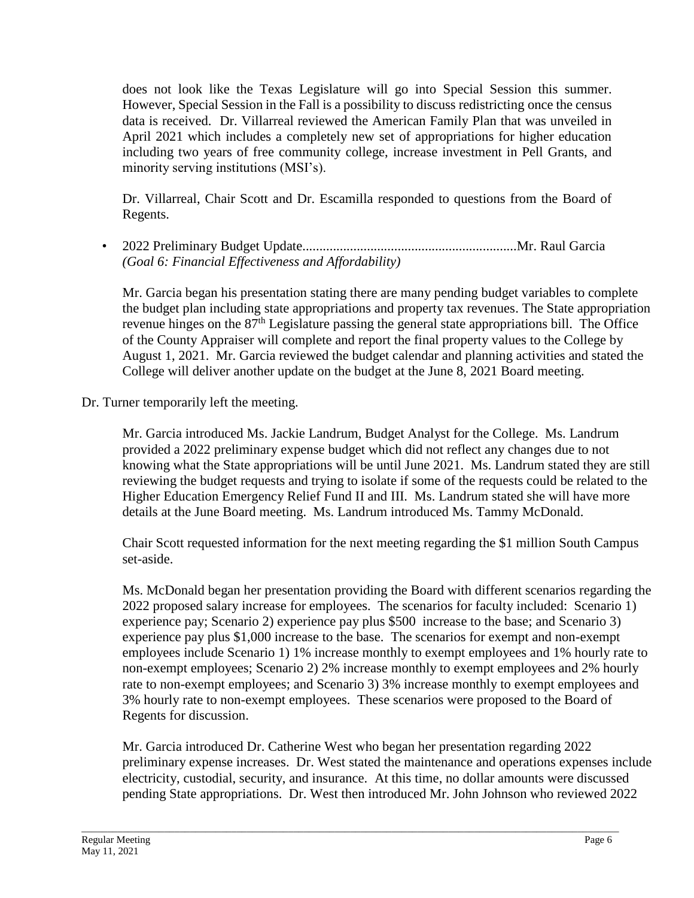does not look like the Texas Legislature will go into Special Session this summer. However, Special Session in the Fall is a possibility to discuss redistricting once the census data is received. Dr. Villarreal reviewed the American Family Plan that was unveiled in April 2021 which includes a completely new set of appropriations for higher education including two years of free community college, increase investment in Pell Grants, and minority serving institutions (MSI's).

Dr. Villarreal, Chair Scott and Dr. Escamilla responded to questions from the Board of Regents.

- 2022 Preliminary Budget Update...............................................................Mr. Raul Garcia
  *(Goal 6: Financial Effectiveness and Affordability)*

Mr. Garcia began his presentation stating there are many pending budget variables to complete the budget plan including state appropriations and property tax revenues. The State appropriation revenue hinges on the 87th Legislature passing the general state appropriations bill. The Office of the County Appraiser will complete and report the final property values to the College by August 1, 2021. Mr. Garcia reviewed the budget calendar and planning activities and stated the College will deliver another update on the budget at the June 8, 2021 Board meeting.

Dr. Turner temporarily left the meeting.

Mr. Garcia introduced Ms. Jackie Landrum, Budget Analyst for the College. Ms. Landrum provided a 2022 preliminary expense budget which did not reflect any changes due to not knowing what the State appropriations will be until June 2021. Ms. Landrum stated they are still reviewing the budget requests and trying to isolate if some of the requests could be related to the Higher Education Emergency Relief Fund II and III. Ms. Landrum stated she will have more details at the June Board meeting. Ms. Landrum introduced Ms. Tammy McDonald.

Chair Scott requested information for the next meeting regarding the $1 million South Campus set-aside.

Ms. McDonald began her presentation providing the Board with different scenarios regarding the 2022 proposed salary increase for employees. The scenarios for faculty included: Scenario 1) experience pay; Scenario 2) experience pay plus $500 increase to the base; and Scenario 3) experience pay plus $1,000 increase to the base. The scenarios for exempt and non-exempt employees include Scenario 1) 1% increase monthly to exempt employees and 1% hourly rate to non-exempt employees; Scenario 2) 2% increase monthly to exempt employees and 2% hourly rate to non-exempt employees; and Scenario 3) 3% increase monthly to exempt employees and 3% hourly rate to non-exempt employees. These scenarios were proposed to the Board of Regents for discussion.

Mr. Garcia introduced Dr. Catherine West who began her presentation regarding 2022 preliminary expense increases. Dr. West stated the maintenance and operations expenses include electricity, custodial, security, and insurance. At this time, no dollar amounts were discussed pending State appropriations. Dr. West then introduced Mr. John Johnson who reviewed 2022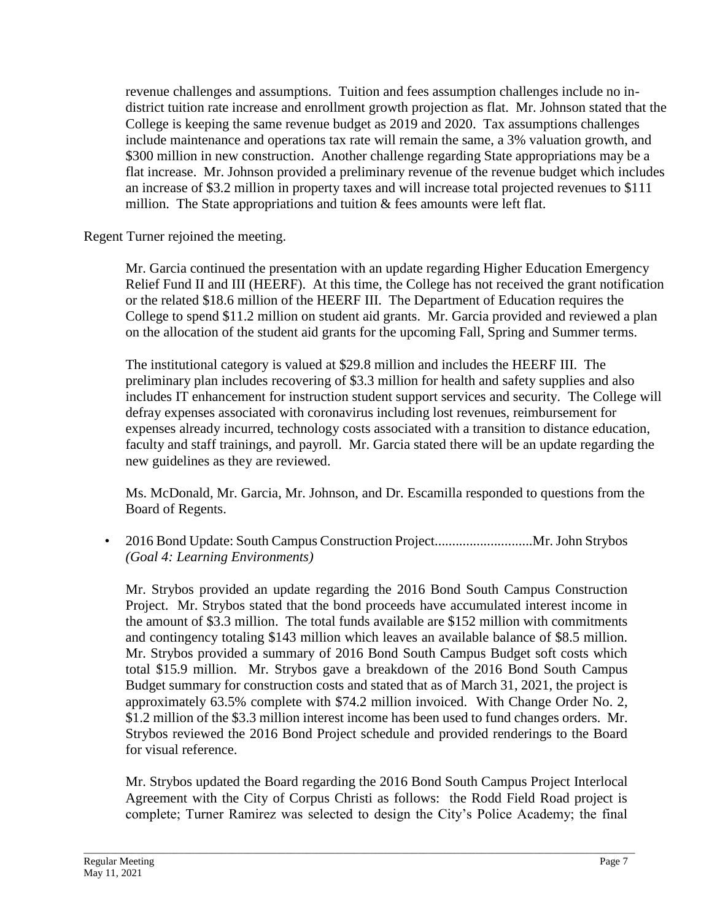revenue challenges and assumptions. Tuition and fees assumption challenges include no in-district tuition rate increase and enrollment growth projection as flat. Mr. Johnson stated that the College is keeping the same revenue budget as 2019 and 2020. Tax assumptions challenges include maintenance and operations tax rate will remain the same, a 3% valuation growth, and $300 million in new construction. Another challenge regarding State appropriations may be a flat increase. Mr. Johnson provided a preliminary revenue of the revenue budget which includes an increase of $3.2 million in property taxes and will increase total projected revenues to $111 million. The State appropriations and tuition & fees amounts were left flat.

Regent Turner rejoined the meeting.

Mr. Garcia continued the presentation with an update regarding Higher Education Emergency Relief Fund II and III (HEERF). At this time, the College has not received the grant notification or the related $18.6 million of the HEERF III. The Department of Education requires the College to spend $11.2 million on student aid grants. Mr. Garcia provided and reviewed a plan on the allocation of the student aid grants for the upcoming Fall, Spring and Summer terms.

The institutional category is valued at $29.8 million and includes the HEERF III. The preliminary plan includes recovering of $3.3 million for health and safety supplies and also includes IT enhancement for instruction student support services and security. The College will defray expenses associated with coronavirus including lost revenues, reimbursement for expenses already incurred, technology costs associated with a transition to distance education, faculty and staff trainings, and payroll. Mr. Garcia stated there will be an update regarding the new guidelines as they are reviewed.

Ms. McDonald, Mr. Garcia, Mr. Johnson, and Dr. Escamilla responded to questions from the Board of Regents.

- 2016 Bond Update: South Campus Construction Project............................Mr. John Strybos
  *(Goal 4: Learning Environments)*

Mr. Strybos provided an update regarding the 2016 Bond South Campus Construction Project. Mr. Strybos stated that the bond proceeds have accumulated interest income in the amount of $3.3 million. The total funds available are $152 million with commitments and contingency totaling $143 million which leaves an available balance of $8.5 million. Mr. Strybos provided a summary of 2016 Bond South Campus Budget soft costs which total $15.9 million. Mr. Strybos gave a breakdown of the 2016 Bond South Campus Budget summary for construction costs and stated that as of March 31, 2021, the project is approximately 63.5% complete with $74.2 million invoiced. With Change Order No. 2, $1.2 million of the $3.3 million interest income has been used to fund changes orders. Mr. Strybos reviewed the 2016 Bond Project schedule and provided renderings to the Board for visual reference.

Mr. Strybos updated the Board regarding the 2016 Bond South Campus Project Interlocal Agreement with the City of Corpus Christi as follows: the Rodd Field Road project is complete; Turner Ramirez was selected to design the City's Police Academy; the final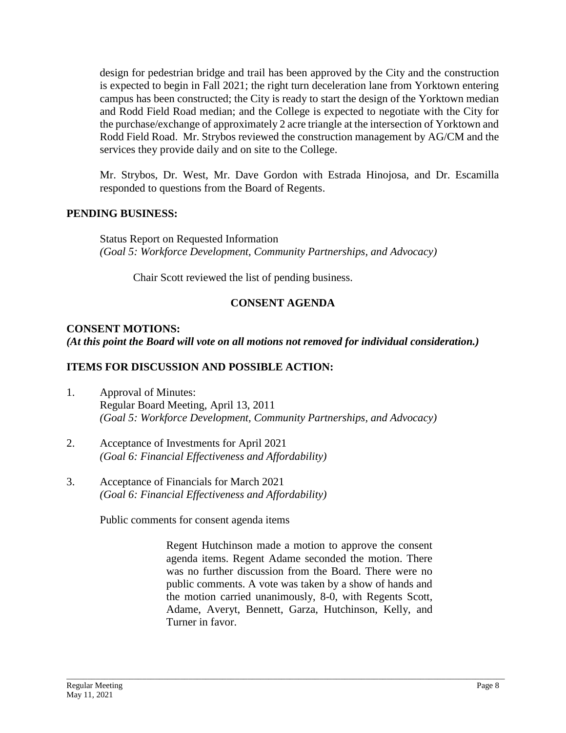design for pedestrian bridge and trail has been approved by the City and the construction is expected to begin in Fall 2021; the right turn deceleration lane from Yorktown entering campus has been constructed; the City is ready to start the design of the Yorktown median and Rodd Field Road median; and the College is expected to negotiate with the City for the purchase/exchange of approximately 2 acre triangle at the intersection of Yorktown and Rodd Field Road. Mr. Strybos reviewed the construction management by AG/CM and the services they provide daily and on site to the College.

Mr. Strybos, Dr. West, Mr. Dave Gordon with Estrada Hinojosa, and Dr. Escamilla responded to questions from the Board of Regents.

**PENDING BUSINESS:**

Status Report on Requested Information
*(Goal 5: Workforce Development, Community Partnerships, and Advocacy)*

Chair Scott reviewed the list of pending business.

**CONSENT AGENDA**

**CONSENT MOTIONS:**
***(At this point the Board will vote on all motions not removed for individual consideration.)***

**ITEMS FOR DISCUSSION AND POSSIBLE ACTION:**

1. Approval of Minutes:
   Regular Board Meeting, April 13, 2011
   *(Goal 5: Workforce Development, Community Partnerships, and Advocacy)*

2. Acceptance of Investments for April 2021
   *(Goal 6: Financial Effectiveness and Affordability)*

3. Acceptance of Financials for March 2021
   *(Goal 6: Financial Effectiveness and Affordability)*

Public comments for consent agenda items

Regent Hutchinson made a motion to approve the consent agenda items. Regent Adame seconded the motion. There was no further discussion from the Board. There were no public comments. A vote was taken by a show of hands and the motion carried unanimously, 8-0, with Regents Scott, Adame, Averyt, Bennett, Garza, Hutchinson, Kelly, and Turner in favor.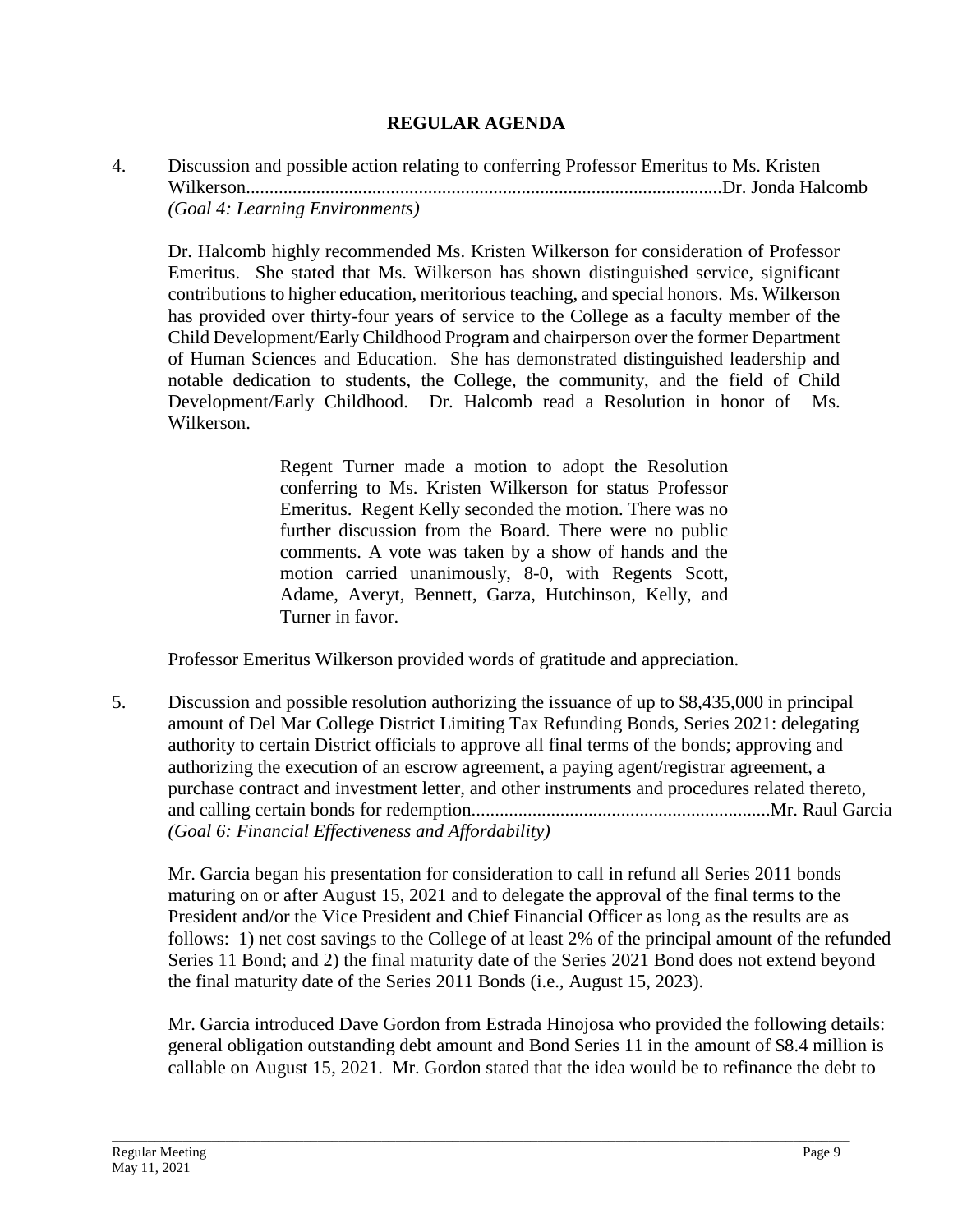## REGULAR AGENDA

4. Discussion and possible action relating to conferring Professor Emeritus to Ms. Kristen Wilkerson.....................................................................................................Dr. Jonda Halcomb
*(Goal 4: Learning Environments)*

Dr. Halcomb highly recommended Ms. Kristen Wilkerson for consideration of Professor Emeritus. She stated that Ms. Wilkerson has shown distinguished service, significant contributions to higher education, meritorious teaching, and special honors. Ms. Wilkerson has provided over thirty-four years of service to the College as a faculty member of the Child Development/Early Childhood Program and chairperson over the former Department of Human Sciences and Education. She has demonstrated distinguished leadership and notable dedication to students, the College, the community, and the field of Child Development/Early Childhood. Dr. Halcomb read a Resolution in honor of Ms. Wilkerson.

> Regent Turner made a motion to adopt the Resolution conferring to Ms. Kristen Wilkerson for status Professor Emeritus. Regent Kelly seconded the motion. There was no further discussion from the Board. There were no public comments. A vote was taken by a show of hands and the motion carried unanimously, 8-0, with Regents Scott, Adame, Averyt, Bennett, Garza, Hutchinson, Kelly, and Turner in favor.

Professor Emeritus Wilkerson provided words of gratitude and appreciation.

5. Discussion and possible resolution authorizing the issuance of up to $8,435,000 in principal amount of Del Mar College District Limiting Tax Refunding Bonds, Series 2021: delegating authority to certain District officials to approve all final terms of the bonds; approving and authorizing the execution of an escrow agreement, a paying agent/registrar agreement, a purchase contract and investment letter, and other instruments and procedures related thereto, and calling certain bonds for redemption...............................................................Mr. Raul Garcia
*(Goal 6: Financial Effectiveness and Affordability)*

Mr. Garcia began his presentation for consideration to call in refund all Series 2011 bonds maturing on or after August 15, 2021 and to delegate the approval of the final terms to the President and/or the Vice President and Chief Financial Officer as long as the results are as follows: 1) net cost savings to the College of at least 2% of the principal amount of the refunded Series 11 Bond; and 2) the final maturity date of the Series 2021 Bond does not extend beyond the final maturity date of the Series 2011 Bonds (i.e., August 15, 2023).

Mr. Garcia introduced Dave Gordon from Estrada Hinojosa who provided the following details: general obligation outstanding debt amount and Bond Series 11 in the amount of $8.4 million is callable on August 15, 2021. Mr. Gordon stated that the idea would be to refinance the debt to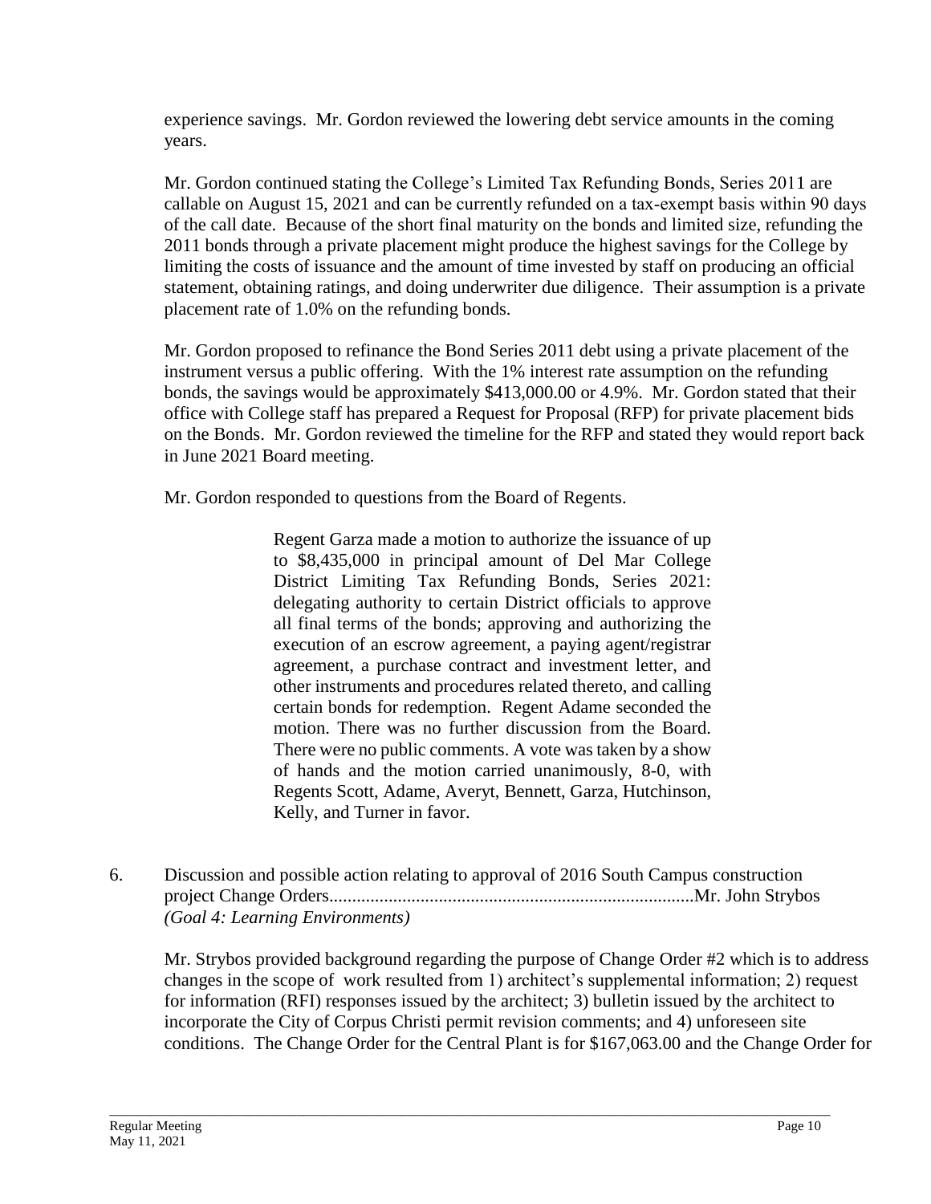experience savings. Mr. Gordon reviewed the lowering debt service amounts in the coming years.

Mr. Gordon continued stating the College's Limited Tax Refunding Bonds, Series 2011 are callable on August 15, 2021 and can be currently refunded on a tax-exempt basis within 90 days of the call date. Because of the short final maturity on the bonds and limited size, refunding the 2011 bonds through a private placement might produce the highest savings for the College by limiting the costs of issuance and the amount of time invested by staff on producing an official statement, obtaining ratings, and doing underwriter due diligence. Their assumption is a private placement rate of 1.0% on the refunding bonds.

Mr. Gordon proposed to refinance the Bond Series 2011 debt using a private placement of the instrument versus a public offering. With the 1% interest rate assumption on the refunding bonds, the savings would be approximately $413,000.00 or 4.9%. Mr. Gordon stated that their office with College staff has prepared a Request for Proposal (RFP) for private placement bids on the Bonds. Mr. Gordon reviewed the timeline for the RFP and stated they would report back in June 2021 Board meeting.

Mr. Gordon responded to questions from the Board of Regents.

> Regent Garza made a motion to authorize the issuance of up to $8,435,000 in principal amount of Del Mar College District Limiting Tax Refunding Bonds, Series 2021: delegating authority to certain District officials to approve all final terms of the bonds; approving and authorizing the execution of an escrow agreement, a paying agent/registrar agreement, a purchase contract and investment letter, and other instruments and procedures related thereto, and calling certain bonds for redemption. Regent Adame seconded the motion. There was no further discussion from the Board. There were no public comments. A vote was taken by a show of hands and the motion carried unanimously, 8-0, with Regents Scott, Adame, Averyt, Bennett, Garza, Hutchinson, Kelly, and Turner in favor.

6. Discussion and possible action relating to approval of 2016 South Campus construction project Change Orders................................................................................Mr. John Strybos
*(Goal 4: Learning Environments)*

Mr. Strybos provided background regarding the purpose of Change Order #2 which is to address changes in the scope of work resulted from 1) architect's supplemental information; 2) request for information (RFI) responses issued by the architect; 3) bulletin issued by the architect to incorporate the City of Corpus Christi permit revision comments; and 4) unforeseen site conditions. The Change Order for the Central Plant is for $167,063.00 and the Change Order for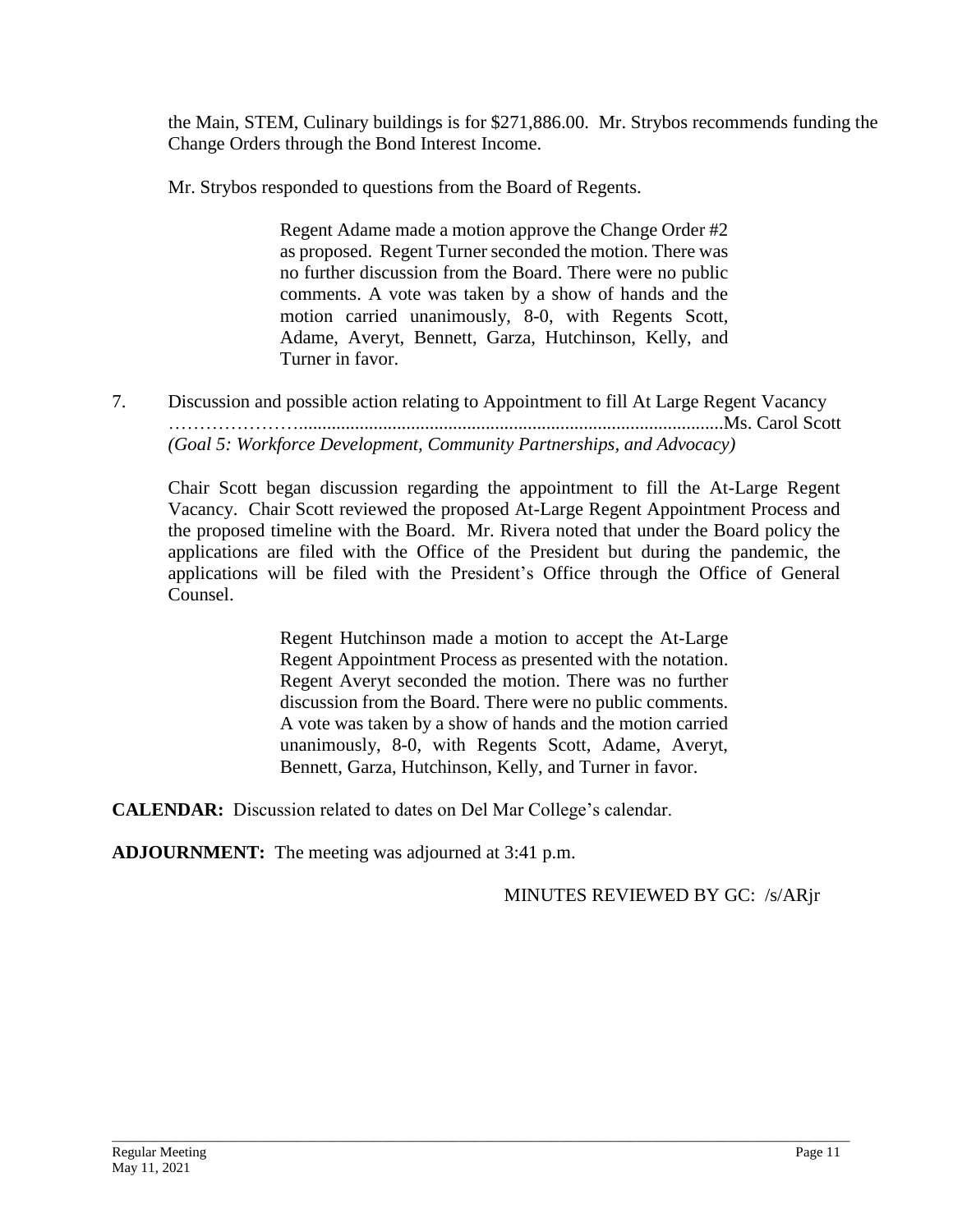the Main, STEM, Culinary buildings is for $271,886.00. Mr. Strybos recommends funding the Change Orders through the Bond Interest Income.

Mr. Strybos responded to questions from the Board of Regents.

> Regent Adame made a motion approve the Change Order #2 as proposed. Regent Turner seconded the motion. There was no further discussion from the Board. There were no public comments. A vote was taken by a show of hands and the motion carried unanimously, 8-0, with Regents Scott, Adame, Averyt, Bennett, Garza, Hutchinson, Kelly, and Turner in favor.

7. Discussion and possible action relating to Appointment to fill At Large Regent Vacancy ………………….........................................................................................Ms. Carol Scott
*(Goal 5: Workforce Development, Community Partnerships, and Advocacy)*

Chair Scott began discussion regarding the appointment to fill the At-Large Regent Vacancy. Chair Scott reviewed the proposed At-Large Regent Appointment Process and the proposed timeline with the Board. Mr. Rivera noted that under the Board policy the applications are filed with the Office of the President but during the pandemic, the applications will be filed with the President's Office through the Office of General Counsel.

> Regent Hutchinson made a motion to accept the At-Large Regent Appointment Process as presented with the notation. Regent Averyt seconded the motion. There was no further discussion from the Board. There were no public comments. A vote was taken by a show of hands and the motion carried unanimously, 8-0, with Regents Scott, Adame, Averyt, Bennett, Garza, Hutchinson, Kelly, and Turner in favor.

**CALENDAR:** Discussion related to dates on Del Mar College's calendar.

**ADJOURNMENT:** The meeting was adjourned at 3:41 p.m.

MINUTES REVIEWED BY GC: /s/ARjr